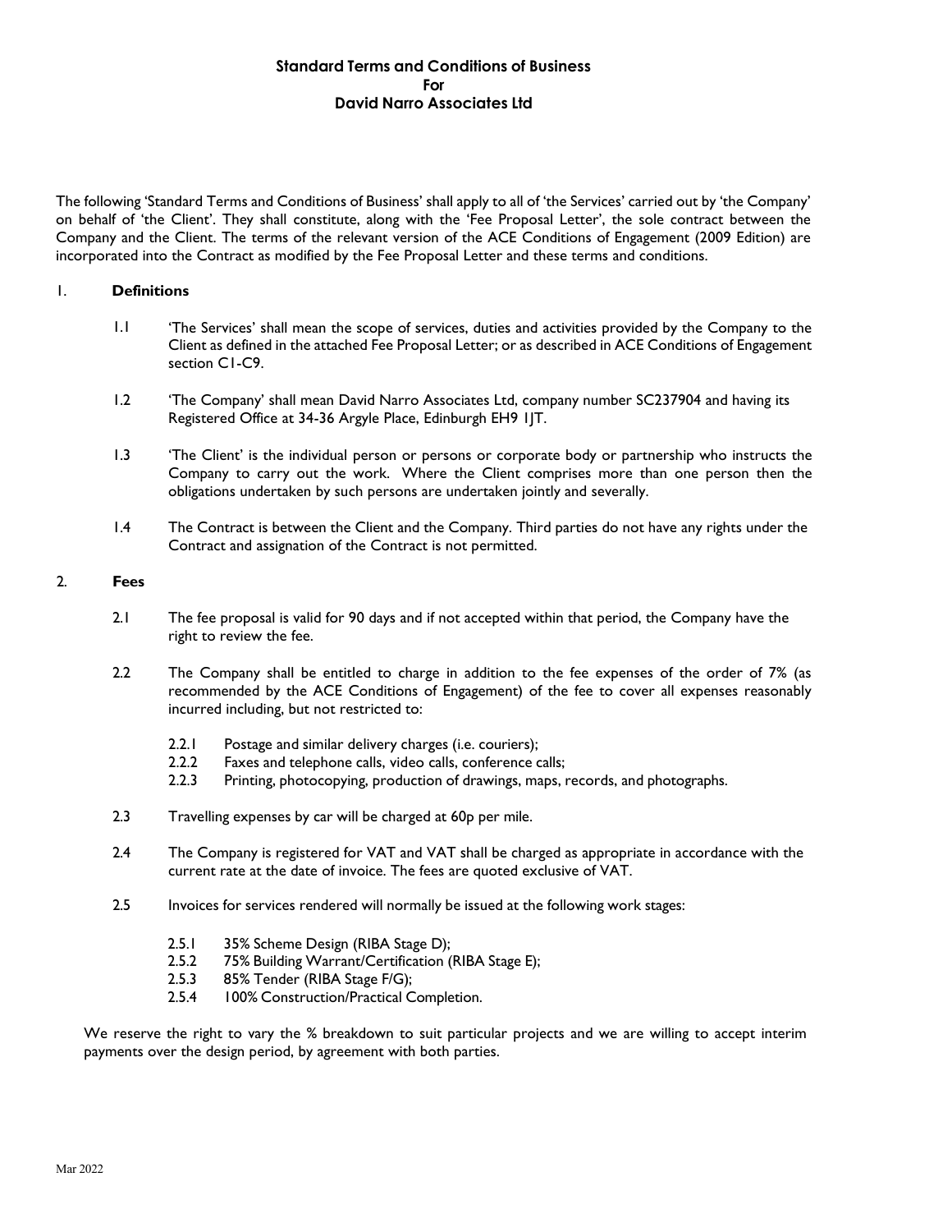# Standard Terms and Conditions of Business For David Narro Associates Ltd

The following 'Standard Terms and Conditions of Business' shall apply to all of 'the Services' carried out by 'the Company' on behalf of 'the Client'. They shall constitute, along with the 'Fee Proposal Letter', the sole contract between the Company and the Client. The terms of the relevant version of the ACE Conditions of Engagement (2009 Edition) are incorporated into the Contract as modified by the Fee Proposal Letter and these terms and conditions.

## 1. Definitions

1.1 'The Services' shall mean the scope of services, duties and activities provided by the Company to the Client as defined in the attached Fee Proposal Letter; or as described in ACE Conditions of Engagement section C1-C9.

1.2 'The Company' shall mean David Narro Associates Ltd, company number SC237904 and having its Registered Office at 34-36 Argyle Place, Edinburgh EH9 1JT.

1.3 'The Client' is the individual person or persons or corporate body or partnership who instructs the Company to carry out the work. Where the Client comprises more than one person then the obligations undertaken by such persons are undertaken jointly and severally.

1.4 The Contract is between the Client and the Company. Third parties do not have any rights under the Contract and assignation of the Contract is not permitted.

## 2. Fees

2.1 The fee proposal is valid for 90 days and if not accepted within that period, the Company have the right to review the fee.

2.2 The Company shall be entitled to charge in addition to the fee expenses of the order of 7% (as recommended by the ACE Conditions of Engagement) of the fee to cover all expenses reasonably incurred including, but not restricted to:

- 2.2.1 Postage and similar delivery charges (i.e. couriers);
- 2.2.2 Faxes and telephone calls, video calls, conference calls;
- 2.2.3 Printing, photocopying, production of drawings, maps, records, and photographs.

2.3 Travelling expenses by car will be charged at 60p per mile.

2.4 The Company is registered for VAT and VAT shall be charged as appropriate in accordance with the current rate at the date of invoice. The fees are quoted exclusive of VAT.

2.5 Invoices for services rendered will normally be issued at the following work stages:

- 2.5.1 35% Scheme Design (RIBA Stage D);
- 2.5.2 75% Building Warrant/Certification (RIBA Stage E);
- 2.5.3 85% Tender (RIBA Stage F/G);
- 2.5.4 100% Construction/Practical Completion.

We reserve the right to vary the % breakdown to suit particular projects and we are willing to accept interim payments over the design period, by agreement with both parties.

Mar 2022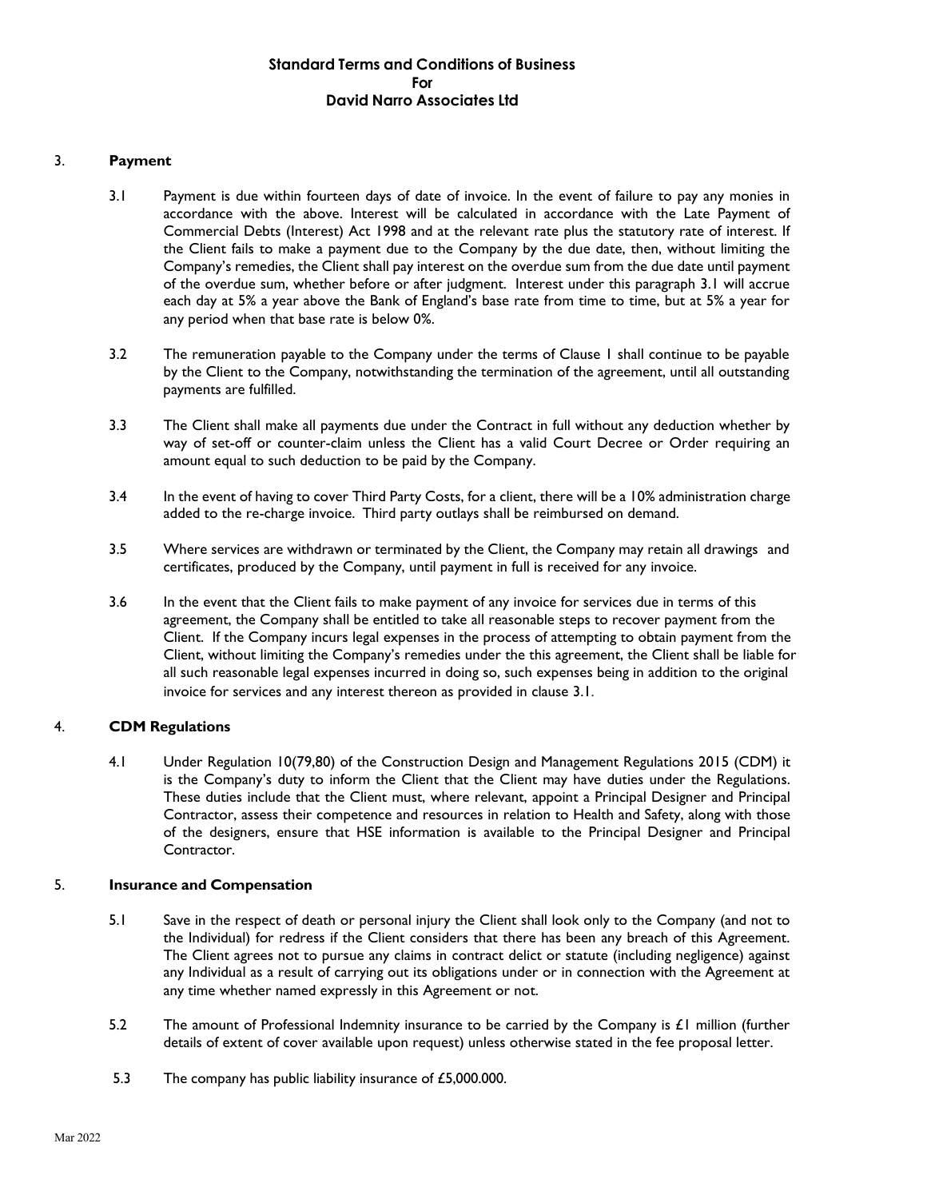# Standard Terms and Conditions of Business For David Narro Associates Ltd

## 3. Payment

3.1 Payment is due within fourteen days of date of invoice. In the event of failure to pay any monies in accordance with the above. Interest will be calculated in accordance with the Late Payment of Commercial Debts (Interest) Act 1998 and at the relevant rate plus the statutory rate of interest. If the Client fails to make a payment due to the Company by the due date, then, without limiting the Company's remedies, the Client shall pay interest on the overdue sum from the due date until payment of the overdue sum, whether before or after judgment. Interest under this paragraph 3.1 will accrue each day at 5% a year above the Bank of England's base rate from time to time, but at 5% a year for any period when that base rate is below 0%.

3.2 The remuneration payable to the Company under the terms of Clause 1 shall continue to be payable by the Client to the Company, notwithstanding the termination of the agreement, until all outstanding payments are fulfilled.

3.3 The Client shall make all payments due under the Contract in full without any deduction whether by way of set-off or counter-claim unless the Client has a valid Court Decree or Order requiring an amount equal to such deduction to be paid by the Company.

3.4 In the event of having to cover Third Party Costs, for a client, there will be a 10% administration charge added to the re-charge invoice. Third party outlays shall be reimbursed on demand.

3.5 Where services are withdrawn or terminated by the Client, the Company may retain all drawings and certificates, produced by the Company, until payment in full is received for any invoice.

3.6 In the event that the Client fails to make payment of any invoice for services due in terms of this agreement, the Company shall be entitled to take all reasonable steps to recover payment from the Client. If the Company incurs legal expenses in the process of attempting to obtain payment from the Client, without limiting the Company's remedies under the this agreement, the Client shall be liable for all such reasonable legal expenses incurred in doing so, such expenses being in addition to the original invoice for services and any interest thereon as provided in clause 3.1.

## 4. CDM Regulations

4.1 Under Regulation 10(79,80) of the Construction Design and Management Regulations 2015 (CDM) it is the Company's duty to inform the Client that the Client may have duties under the Regulations. These duties include that the Client must, where relevant, appoint a Principal Designer and Principal Contractor, assess their competence and resources in relation to Health and Safety, along with those of the designers, ensure that HSE information is available to the Principal Designer and Principal Contractor.

## 5. Insurance and Compensation

5.1 Save in the respect of death or personal injury the Client shall look only to the Company (and not to the Individual) for redress if the Client considers that there has been any breach of this Agreement. The Client agrees not to pursue any claims in contract delict or statute (including negligence) against any Individual as a result of carrying out its obligations under or in connection with the Agreement at any time whether named expressly in this Agreement or not.

5.2 The amount of Professional Indemnity insurance to be carried by the Company is £1 million (further details of extent of cover available upon request) unless otherwise stated in the fee proposal letter.

5.3 The company has public liability insurance of £5,000.000.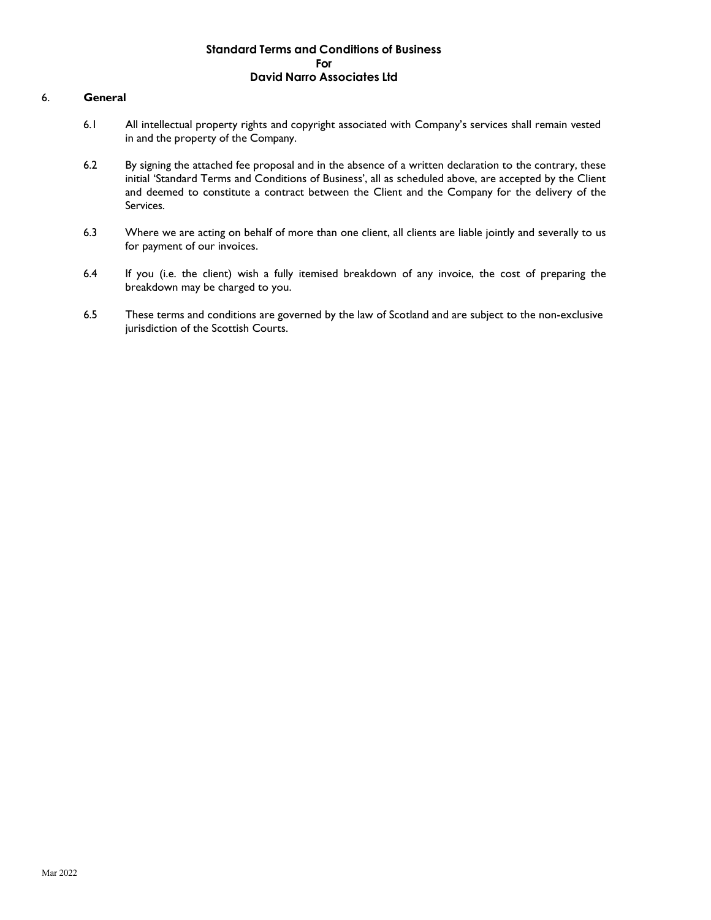**Standard Terms and Conditions of Business**
**For**
**David Narro Associates Ltd**

6. **General**

6.1 All intellectual property rights and copyright associated with Company's services shall remain vested in and the property of the Company.

6.2 By signing the attached fee proposal and in the absence of a written declaration to the contrary, these initial 'Standard Terms and Conditions of Business', all as scheduled above, are accepted by the Client and deemed to constitute a contract between the Client and the Company for the delivery of the Services.

6.3 Where we are acting on behalf of more than one client, all clients are liable jointly and severally to us for payment of our invoices.

6.4 If you (i.e. the client) wish a fully itemised breakdown of any invoice, the cost of preparing the breakdown may be charged to you.

6.5 These terms and conditions are governed by the law of Scotland and are subject to the non-exclusive jurisdiction of the Scottish Courts.

Mar 2022